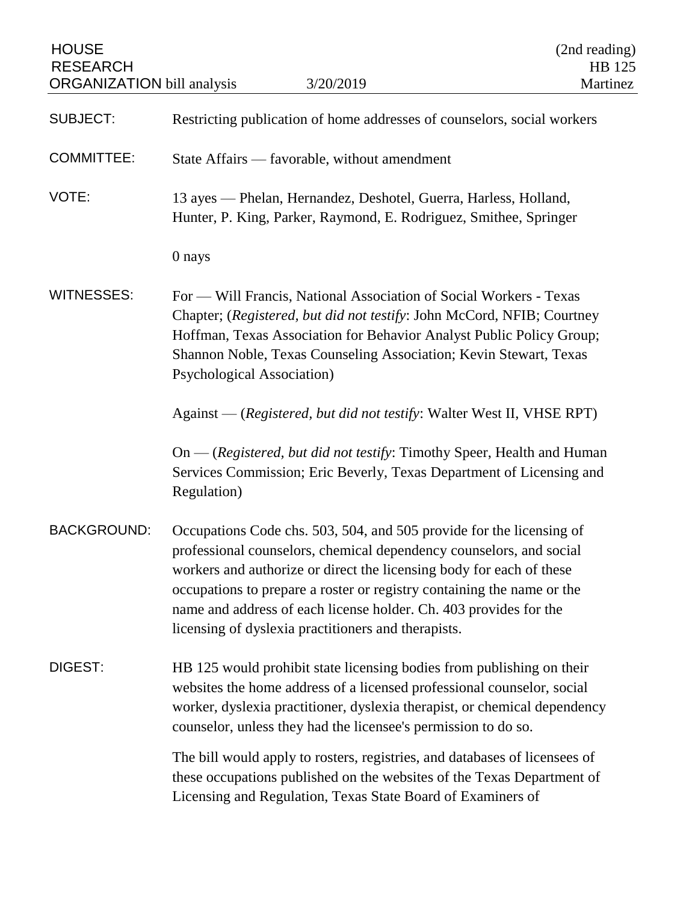HOUSE RESEARCH ORGANIZATION bill analysis — 3/20/2019 — (2nd reading) HB 125 — Martinez

**SUBJECT:** Restricting publication of home addresses of counselors, social workers

**COMMITTEE:** State Affairs — favorable, without amendment

**VOTE:** 13 ayes — Phelan, Hernandez, Deshotel, Guerra, Harless, Holland, Hunter, P. King, Parker, Raymond, E. Rodriguez, Smithee, Springer

0 nays

**WITNESSES:** For — Will Francis, National Association of Social Workers - Texas Chapter; (*Registered, but did not testify*: John McCord, NFIB; Courtney Hoffman, Texas Association for Behavior Analyst Public Policy Group; Shannon Noble, Texas Counseling Association; Kevin Stewart, Texas Psychological Association)

Against — (*Registered, but did not testify*: Walter West II, VHSE RPT)

On — (*Registered, but did not testify*: Timothy Speer, Health and Human Services Commission; Eric Beverly, Texas Department of Licensing and Regulation)

**BACKGROUND:** Occupations Code chs. 503, 504, and 505 provide for the licensing of professional counselors, chemical dependency counselors, and social workers and authorize or direct the licensing body for each of these occupations to prepare a roster or registry containing the name or the name and address of each license holder. Ch. 403 provides for the licensing of dyslexia practitioners and therapists.

**DIGEST:** HB 125 would prohibit state licensing bodies from publishing on their websites the home address of a licensed professional counselor, social worker, dyslexia practitioner, dyslexia therapist, or chemical dependency counselor, unless they had the licensee's permission to do so.

The bill would apply to rosters, registries, and databases of licensees of these occupations published on the websites of the Texas Department of Licensing and Regulation, Texas State Board of Examiners of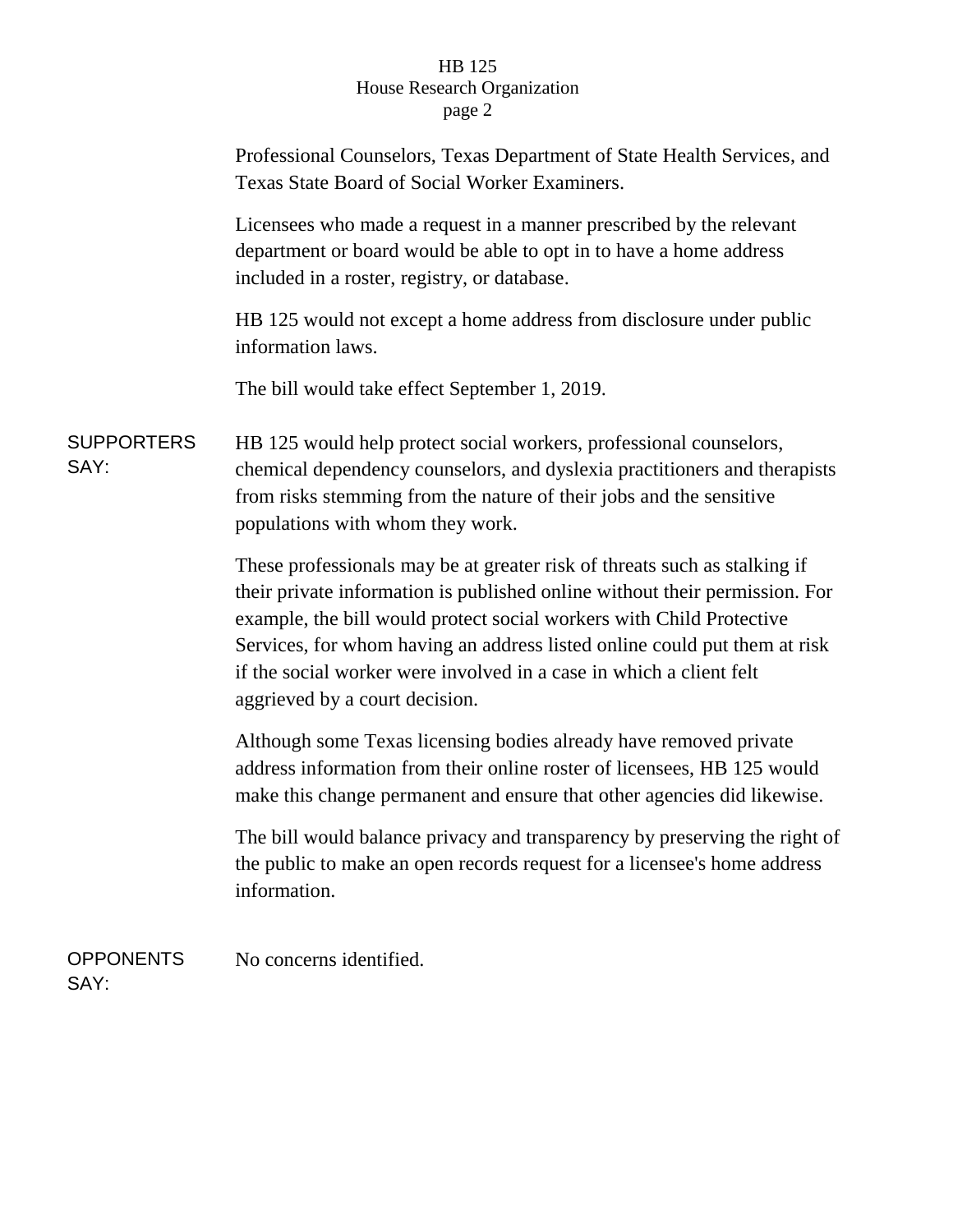Professional Counselors, Texas Department of State Health Services, and Texas State Board of Social Worker Examiners.

Licensees who made a request in a manner prescribed by the relevant department or board would be able to opt in to have a home address included in a roster, registry, or database.

HB 125 would not except a home address from disclosure under public information laws.

The bill would take effect September 1, 2019.

**SUPPORTERS SAY:**

HB 125 would help protect social workers, professional counselors, chemical dependency counselors, and dyslexia practitioners and therapists from risks stemming from the nature of their jobs and the sensitive populations with whom they work.

These professionals may be at greater risk of threats such as stalking if their private information is published online without their permission. For example, the bill would protect social workers with Child Protective Services, for whom having an address listed online could put them at risk if the social worker were involved in a case in which a client felt aggrieved by a court decision.

Although some Texas licensing bodies already have removed private address information from their online roster of licensees, HB 125 would make this change permanent and ensure that other agencies did likewise.

The bill would balance privacy and transparency by preserving the right of the public to make an open records request for a licensee's home address information.

**OPPONENTS SAY:**

No concerns identified.